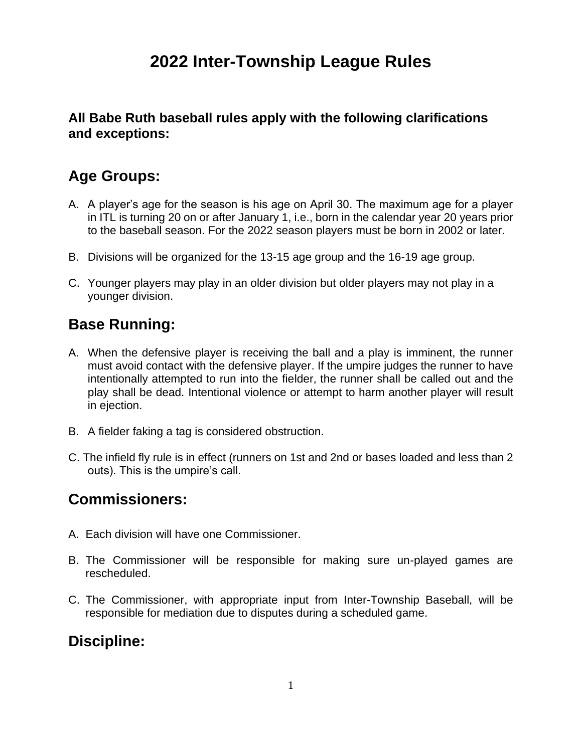# 2022 Inter-Township League Rules

**All Babe Ruth baseball rules apply with the following clarifications and exceptions:**

## Age Groups:

A. A player's age for the season is his age on April 30. The maximum age for a player in ITL is turning 20 on or after January 1, i.e., born in the calendar year 20 years prior to the baseball season. For the 2022 season players must be born in 2002 or later.

B. Divisions will be organized for the 13-15 age group and the 16-19 age group.

C. Younger players may play in an older division but older players may not play in a younger division.

## Base Running:

A. When the defensive player is receiving the ball and a play is imminent, the runner must avoid contact with the defensive player. If the umpire judges the runner to have intentionally attempted to run into the fielder, the runner shall be called out and the play shall be dead. Intentional violence or attempt to harm another player will result in ejection.

B. A fielder faking a tag is considered obstruction.

C. The infield fly rule is in effect (runners on 1st and 2nd or bases loaded and less than 2 outs). This is the umpire's call.

## Commissioners:

A. Each division will have one Commissioner.

B. The Commissioner will be responsible for making sure un-played games are rescheduled.

C. The Commissioner, with appropriate input from Inter-Township Baseball, will be responsible for mediation due to disputes during a scheduled game.

## Discipline: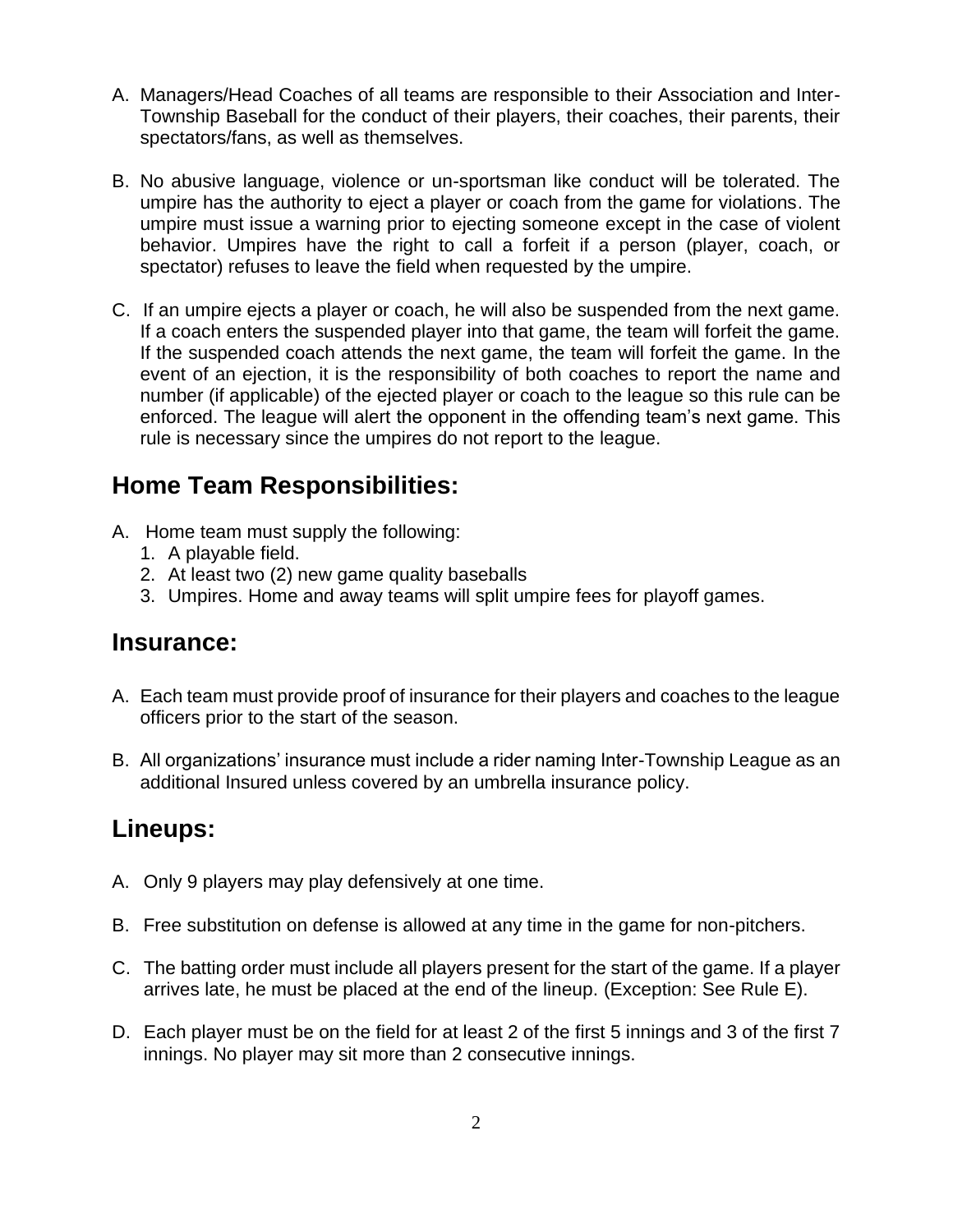A. Managers/Head Coaches of all teams are responsible to their Association and Inter-Township Baseball for the conduct of their players, their coaches, their parents, their spectators/fans, as well as themselves.

B. No abusive language, violence or un-sportsman like conduct will be tolerated. The umpire has the authority to eject a player or coach from the game for violations. The umpire must issue a warning prior to ejecting someone except in the case of violent behavior. Umpires have the right to call a forfeit if a person (player, coach, or spectator) refuses to leave the field when requested by the umpire.

C. If an umpire ejects a player or coach, he will also be suspended from the next game. If a coach enters the suspended player into that game, the team will forfeit the game. If the suspended coach attends the next game, the team will forfeit the game. In the event of an ejection, it is the responsibility of both coaches to report the name and number (if applicable) of the ejected player or coach to the league so this rule can be enforced. The league will alert the opponent in the offending team's next game. This rule is necessary since the umpires do not report to the league.

## Home Team Responsibilities:

A. Home team must supply the following:
   1. A playable field.
   2. At least two (2) new game quality baseballs
   3. Umpires. Home and away teams will split umpire fees for playoff games.

## Insurance:

A. Each team must provide proof of insurance for their players and coaches to the league officers prior to the start of the season.

B. All organizations' insurance must include a rider naming Inter-Township League as an additional Insured unless covered by an umbrella insurance policy.

## Lineups:

A. Only 9 players may play defensively at one time.

B. Free substitution on defense is allowed at any time in the game for non-pitchers.

C. The batting order must include all players present for the start of the game. If a player arrives late, he must be placed at the end of the lineup. (Exception: See Rule E).

D. Each player must be on the field for at least 2 of the first 5 innings and 3 of the first 7 innings. No player may sit more than 2 consecutive innings.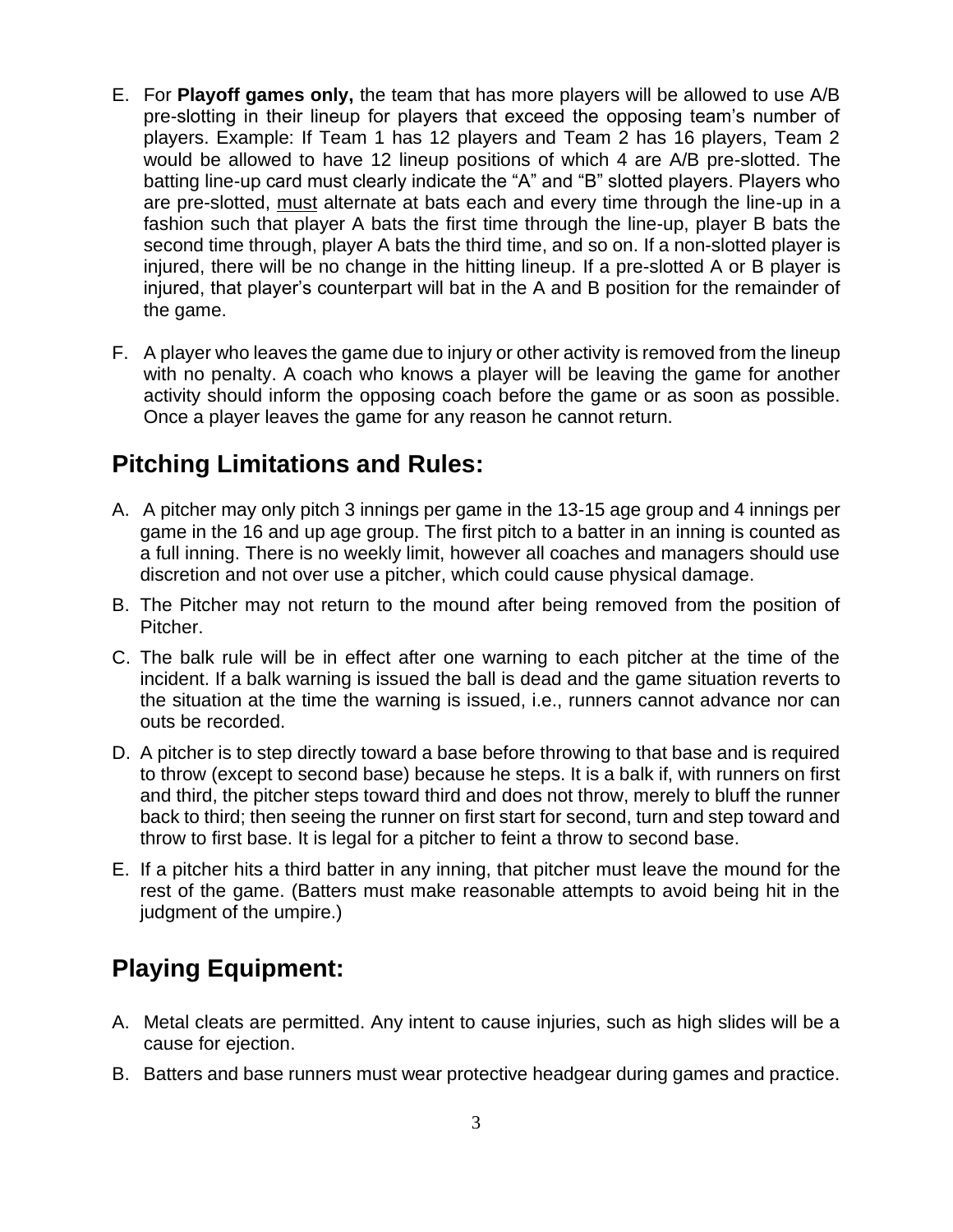E. For **Playoff games only,** the team that has more players will be allowed to use A/B pre-slotting in their lineup for players that exceed the opposing team's number of players. Example: If Team 1 has 12 players and Team 2 has 16 players, Team 2 would be allowed to have 12 lineup positions of which 4 are A/B pre-slotted. The batting line-up card must clearly indicate the "A" and "B" slotted players. Players who are pre-slotted, <u>must</u> alternate at bats each and every time through the line-up in a fashion such that player A bats the first time through the line-up, player B bats the second time through, player A bats the third time, and so on. If a non-slotted player is injured, there will be no change in the hitting lineup. If a pre-slotted A or B player is injured, that player's counterpart will bat in the A and B position for the remainder of the game.

F. A player who leaves the game due to injury or other activity is removed from the lineup with no penalty. A coach who knows a player will be leaving the game for another activity should inform the opposing coach before the game or as soon as possible. Once a player leaves the game for any reason he cannot return.

## Pitching Limitations and Rules:

A. A pitcher may only pitch 3 innings per game in the 13-15 age group and 4 innings per game in the 16 and up age group. The first pitch to a batter in an inning is counted as a full inning. There is no weekly limit, however all coaches and managers should use discretion and not over use a pitcher, which could cause physical damage.

B. The Pitcher may not return to the mound after being removed from the position of Pitcher.

C. The balk rule will be in effect after one warning to each pitcher at the time of the incident. If a balk warning is issued the ball is dead and the game situation reverts to the situation at the time the warning is issued, i.e., runners cannot advance nor can outs be recorded.

D. A pitcher is to step directly toward a base before throwing to that base and is required to throw (except to second base) because he steps. It is a balk if, with runners on first and third, the pitcher steps toward third and does not throw, merely to bluff the runner back to third; then seeing the runner on first start for second, turn and step toward and throw to first base. It is legal for a pitcher to feint a throw to second base.

E. If a pitcher hits a third batter in any inning, that pitcher must leave the mound for the rest of the game. (Batters must make reasonable attempts to avoid being hit in the judgment of the umpire.)

## Playing Equipment:

A. Metal cleats are permitted. Any intent to cause injuries, such as high slides will be a cause for ejection.

B. Batters and base runners must wear protective headgear during games and practice.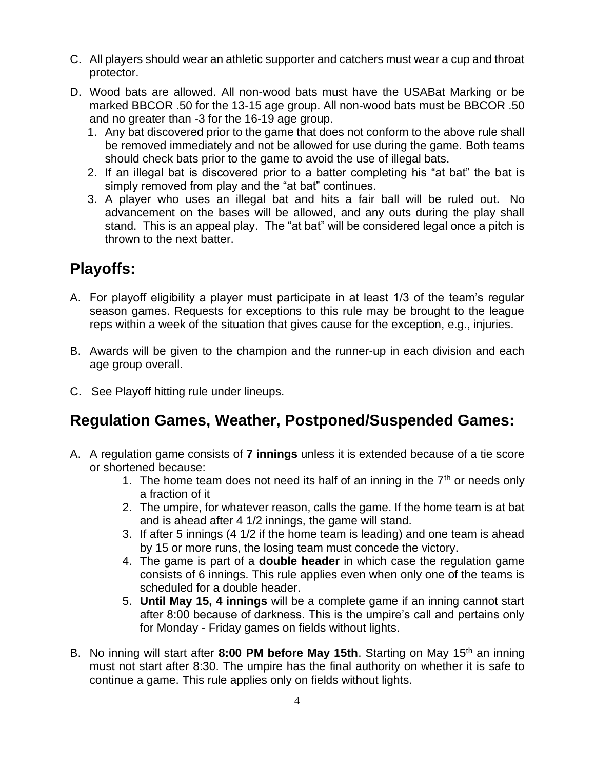C. All players should wear an athletic supporter and catchers must wear a cup and throat protector.

D. Wood bats are allowed. All non-wood bats must have the USABat Marking or be marked BBCOR .50 for the 13-15 age group. All non-wood bats must be BBCOR .50 and no greater than -3 for the 16-19 age group.
   1. Any bat discovered prior to the game that does not conform to the above rule shall be removed immediately and not be allowed for use during the game. Both teams should check bats prior to the game to avoid the use of illegal bats.
   2. If an illegal bat is discovered prior to a batter completing his “at bat” the bat is simply removed from play and the “at bat” continues.
   3. A player who uses an illegal bat and hits a fair ball will be ruled out. No advancement on the bases will be allowed, and any outs during the play shall stand. This is an appeal play. The “at bat” will be considered legal once a pitch is thrown to the next batter.

## Playoffs:

A. For playoff eligibility a player must participate in at least 1/3 of the team’s regular season games. Requests for exceptions to this rule may be brought to the league reps within a week of the situation that gives cause for the exception, e.g., injuries.

B. Awards will be given to the champion and the runner-up in each division and each age group overall.

C. See Playoff hitting rule under lineups.

## Regulation Games, Weather, Postponed/Suspended Games:

A. A regulation game consists of **7 innings** unless it is extended because of a tie score or shortened because:
   1. The home team does not need its half of an inning in the 7th or needs only a fraction of it
   2. The umpire, for whatever reason, calls the game. If the home team is at bat and is ahead after 4 1/2 innings, the game will stand.
   3. If after 5 innings (4 1/2 if the home team is leading) and one team is ahead by 15 or more runs, the losing team must concede the victory.
   4. The game is part of a **double header** in which case the regulation game consists of 6 innings. This rule applies even when only one of the teams is scheduled for a double header.
   5. **Until May 15, 4 innings** will be a complete game if an inning cannot start after 8:00 because of darkness. This is the umpire’s call and pertains only for Monday - Friday games on fields without lights.

B. No inning will start after **8:00 PM before May 15th**. Starting on May 15th an inning must not start after 8:30. The umpire has the final authority on whether it is safe to continue a game. This rule applies only on fields without lights.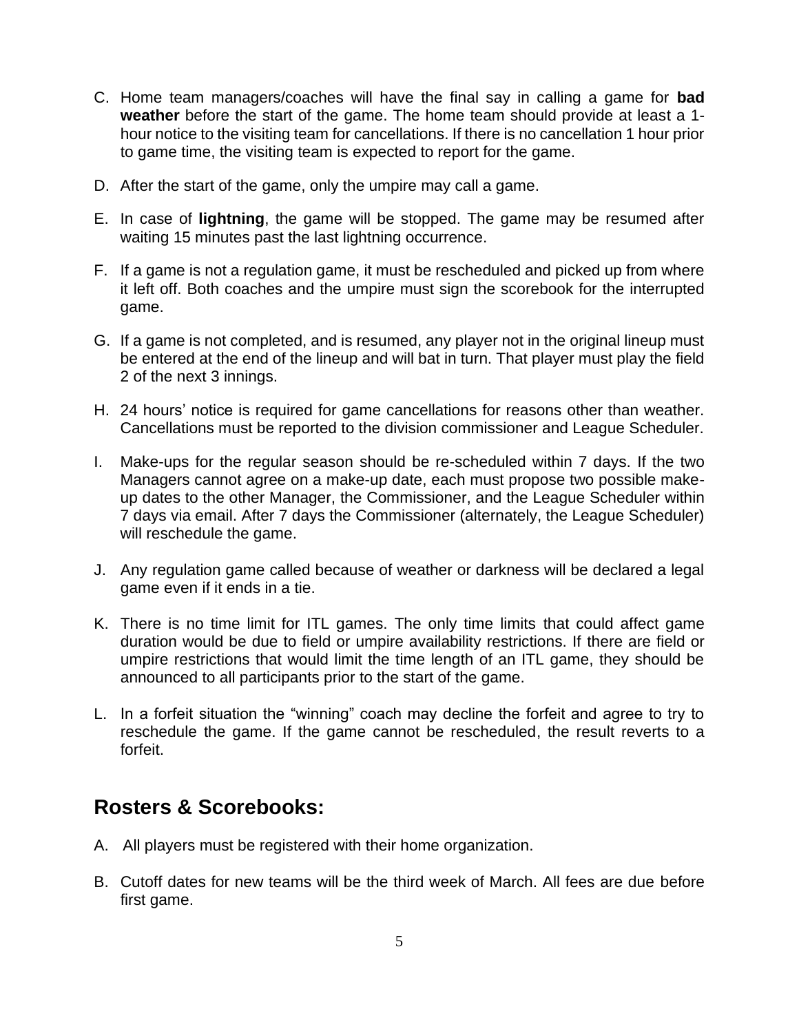C. Home team managers/coaches will have the final say in calling a game for **bad weather** before the start of the game. The home team should provide at least a 1-hour notice to the visiting team for cancellations. If there is no cancellation 1 hour prior to game time, the visiting team is expected to report for the game.

D. After the start of the game, only the umpire may call a game.

E. In case of **lightning**, the game will be stopped. The game may be resumed after waiting 15 minutes past the last lightning occurrence.

F. If a game is not a regulation game, it must be rescheduled and picked up from where it left off. Both coaches and the umpire must sign the scorebook for the interrupted game.

G. If a game is not completed, and is resumed, any player not in the original lineup must be entered at the end of the lineup and will bat in turn. That player must play the field 2 of the next 3 innings.

H. 24 hours' notice is required for game cancellations for reasons other than weather. Cancellations must be reported to the division commissioner and League Scheduler.

I. Make-ups for the regular season should be re-scheduled within 7 days. If the two Managers cannot agree on a make-up date, each must propose two possible make-up dates to the other Manager, the Commissioner, and the League Scheduler within 7 days via email. After 7 days the Commissioner (alternately, the League Scheduler) will reschedule the game.

J. Any regulation game called because of weather or darkness will be declared a legal game even if it ends in a tie.

K. There is no time limit for ITL games. The only time limits that could affect game duration would be due to field or umpire availability restrictions. If there are field or umpire restrictions that would limit the time length of an ITL game, they should be announced to all participants prior to the start of the game.

L. In a forfeit situation the "winning" coach may decline the forfeit and agree to try to reschedule the game. If the game cannot be rescheduled, the result reverts to a forfeit.

## Rosters & Scorebooks:

A. All players must be registered with their home organization.

B. Cutoff dates for new teams will be the third week of March. All fees are due before first game.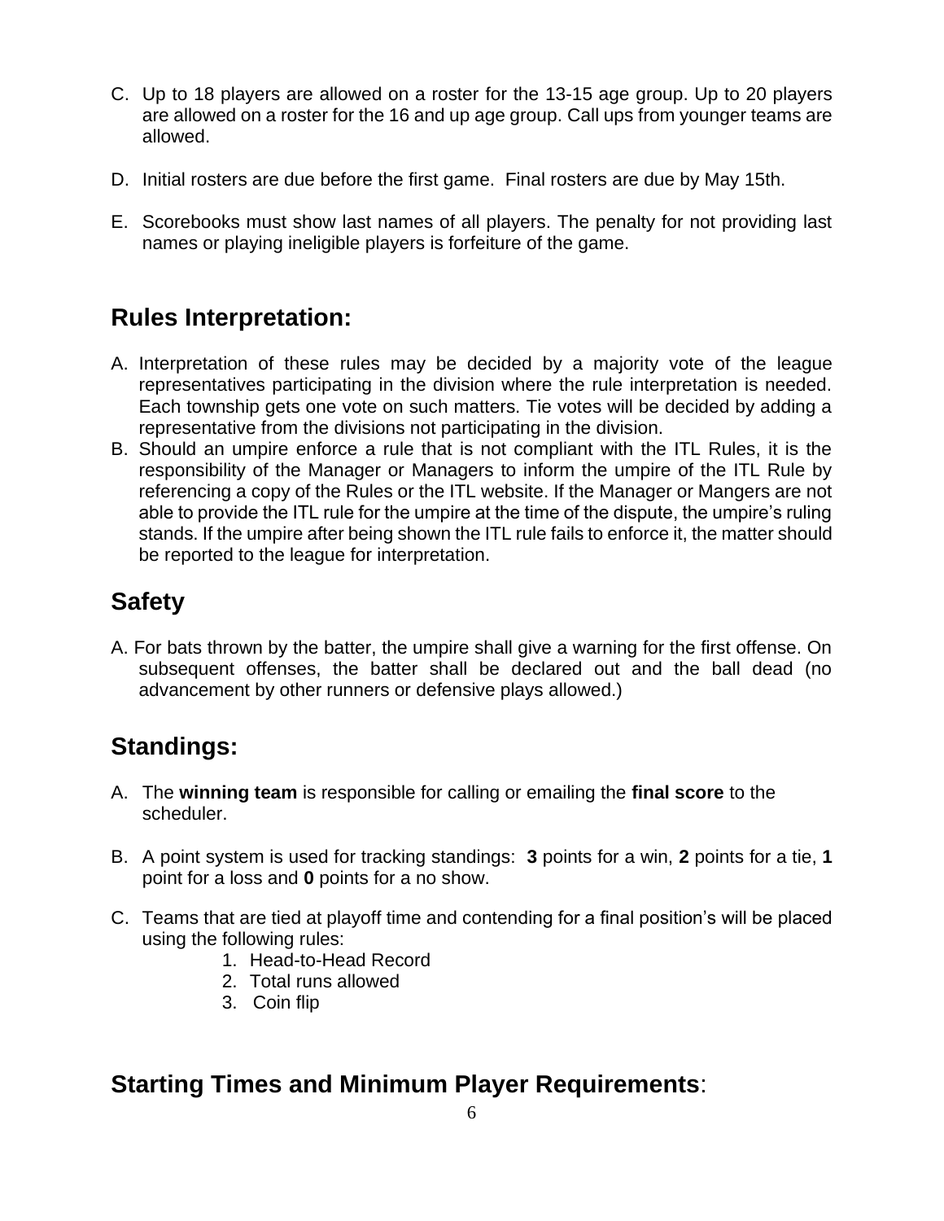C. Up to 18 players are allowed on a roster for the 13-15 age group. Up to 20 players are allowed on a roster for the 16 and up age group. Call ups from younger teams are allowed.

D. Initial rosters are due before the first game. Final rosters are due by May 15th.

E. Scorebooks must show last names of all players. The penalty for not providing last names or playing ineligible players is forfeiture of the game.

## Rules Interpretation:

A. Interpretation of these rules may be decided by a majority vote of the league representatives participating in the division where the rule interpretation is needed. Each township gets one vote on such matters. Tie votes will be decided by adding a representative from the divisions not participating in the division.
B. Should an umpire enforce a rule that is not compliant with the ITL Rules, it is the responsibility of the Manager or Managers to inform the umpire of the ITL Rule by referencing a copy of the Rules or the ITL website. If the Manager or Mangers are not able to provide the ITL rule for the umpire at the time of the dispute, the umpire's ruling stands. If the umpire after being shown the ITL rule fails to enforce it, the matter should be reported to the league for interpretation.

## Safety

A. For bats thrown by the batter, the umpire shall give a warning for the first offense. On subsequent offenses, the batter shall be declared out and the ball dead (no advancement by other runners or defensive plays allowed.)

## Standings:

A. The **winning team** is responsible for calling or emailing the **final score** to the scheduler.

B. A point system is used for tracking standings: **3** points for a win, **2** points for a tie, **1** point for a loss and **0** points for a no show.

C. Teams that are tied at playoff time and contending for a final position's will be placed using the following rules:
   1. Head-to-Head Record
   2. Total runs allowed
   3. Coin flip

## Starting Times and Minimum Player Requirements: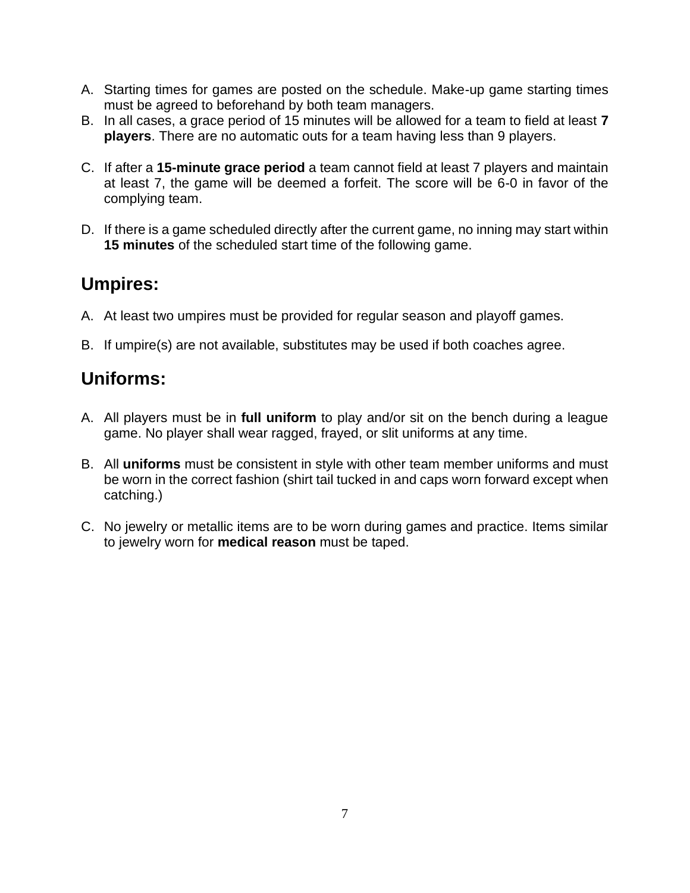A. Starting times for games are posted on the schedule. Make-up game starting times must be agreed to beforehand by both team managers.
B. In all cases, a grace period of 15 minutes will be allowed for a team to field at least **7 players**. There are no automatic outs for a team having less than 9 players.

C. If after a **15-minute grace period** a team cannot field at least 7 players and maintain at least 7, the game will be deemed a forfeit. The score will be 6-0 in favor of the complying team.

D. If there is a game scheduled directly after the current game, no inning may start within **15 minutes** of the scheduled start time of the following game.

## Umpires:

A. At least two umpires must be provided for regular season and playoff games.

B. If umpire(s) are not available, substitutes may be used if both coaches agree.

## Uniforms:

A. All players must be in **full uniform** to play and/or sit on the bench during a league game. No player shall wear ragged, frayed, or slit uniforms at any time.

B. All **uniforms** must be consistent in style with other team member uniforms and must be worn in the correct fashion (shirt tail tucked in and caps worn forward except when catching.)

C. No jewelry or metallic items are to be worn during games and practice. Items similar to jewelry worn for **medical reason** must be taped.